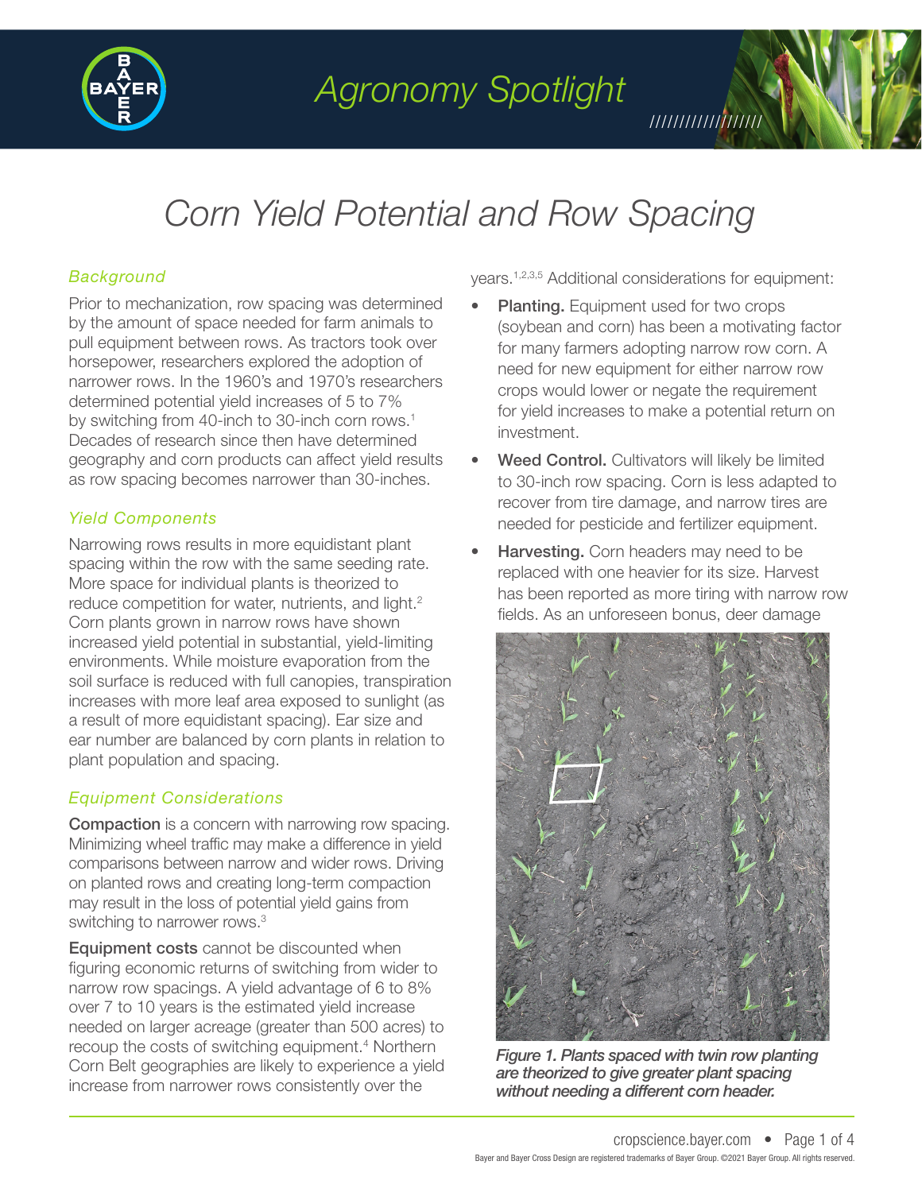Agronomy Spotlight

# Corn Yield Potential and Row Spacing

## Background

Prior to mechanization, row spacing was determined by the amount of space needed for farm animals to pull equipment between rows. As tractors took over horsepower, researchers explored the adoption of narrower rows. In the 1960's and 1970's researchers determined potential yield increases of 5 to 7% by switching from 40-inch to 30-inch corn rows.[1] Decades of research since then have determined geography and corn products can affect yield results as row spacing becomes narrower than 30-inches.

## Yield Components

Narrowing rows results in more equidistant plant spacing within the row with the same seeding rate. More space for individual plants is theorized to reduce competition for water, nutrients, and light.[2] Corn plants grown in narrow rows have shown increased yield potential in substantial, yield-limiting environments. While moisture evaporation from the soil surface is reduced with full canopies, transpiration increases with more leaf area exposed to sunlight (as a result of more equidistant spacing). Ear size and ear number are balanced by corn plants in relation to plant population and spacing.

## Equipment Considerations

**Compaction** is a concern with narrowing row spacing. Minimizing wheel traffic may make a difference in yield comparisons between narrow and wider rows. Driving on planted rows and creating long-term compaction may result in the loss of potential yield gains from switching to narrower rows.[3]

**Equipment costs** cannot be discounted when figuring economic returns of switching from wider to narrow row spacings. A yield advantage of 6 to 8% over 7 to 10 years is the estimated yield increase needed on larger acreage (greater than 500 acres) to recoup the costs of switching equipment.[4] Northern Corn Belt geographies are likely to experience a yield increase from narrower rows consistently over the years.[1,2,3,5] Additional considerations for equipment:

- **Planting.** Equipment used for two crops (soybean and corn) has been a motivating factor for many farmers adopting narrow row corn. A need for new equipment for either narrow row crops would lower or negate the requirement for yield increases to make a potential return on investment.
- **Weed Control.** Cultivators will likely be limited to 30-inch row spacing. Corn is less adapted to recover from tire damage, and narrow tires are needed for pesticide and fertilizer equipment.
- **Harvesting.** Corn headers may need to be replaced with one heavier for its size. Harvest has been reported as more tiring with narrow row fields. As an unforeseen bonus, deer damage

*Figure 1. Plants spaced with twin row planting are theorized to give greater plant spacing without needing a different corn header.*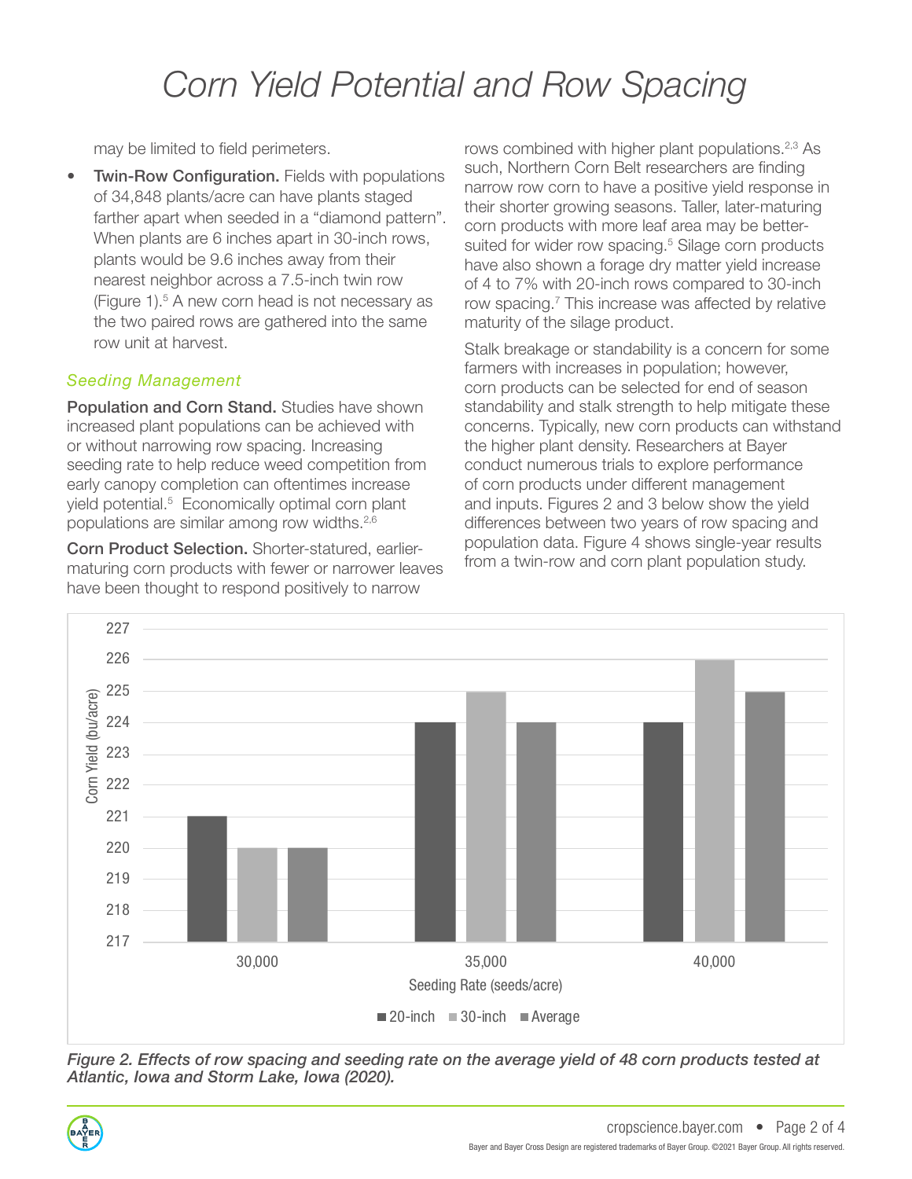may be limited to field perimeters.

- **Twin-Row Configuration.** Fields with populations of 34,848 plants/acre can have plants staged farther apart when seeded in a "diamond pattern". When plants are 6 inches apart in 30-inch rows, plants would be 9.6 inches away from their nearest neighbor across a 7.5-inch twin row (Figure 1).[5] A new corn head is not necessary as the two paired rows are gathered into the same row unit at harvest.

### *Seeding Management*

**Population and Corn Stand.** Studies have shown increased plant populations can be achieved with or without narrowing row spacing. Increasing seeding rate to help reduce weed competition from early canopy completion can oftentimes increase yield potential.[5] Economically optimal corn plant populations are similar among row widths.[2,6]

**Corn Product Selection.** Shorter-statured, earlier-maturing corn products with fewer or narrower leaves have been thought to respond positively to narrow rows combined with higher plant populations.[2,3] As such, Northern Corn Belt researchers are finding narrow row corn to have a positive yield response in their shorter growing seasons. Taller, later-maturing corn products with more leaf area may be better-suited for wider row spacing.[5] Silage corn products have also shown a forage dry matter yield increase of 4 to 7% with 20-inch rows compared to 30-inch row spacing.[7] This increase was affected by relative maturity of the silage product.

Stalk breakage or standability is a concern for some farmers with increases in population; however, corn products can be selected for end of season standability and stalk strength to help mitigate these concerns. Typically, new corn products can withstand the higher plant density. Researchers at Bayer conduct numerous trials to explore performance of corn products under different management and inputs. Figures 2 and 3 below show the yield differences between two years of row spacing and population data. Figure 4 shows single-year results from a twin-row and corn plant population study.

| Seeding Rate (seeds/acre) | 20-inch | 30-inch | Average |
|---|---|---|---|
| 30,000 | 221 | 220 | 220 |
| 35,000 | 224 | 225 | 224 |
| 40,000 | 224 | 226 | 225 |

*Corn Yield (bu/acre)*

***Figure 2. Effects of row spacing and seeding rate on the average yield of 48 corn products tested at Atlantic, Iowa and Storm Lake, Iowa (2020).***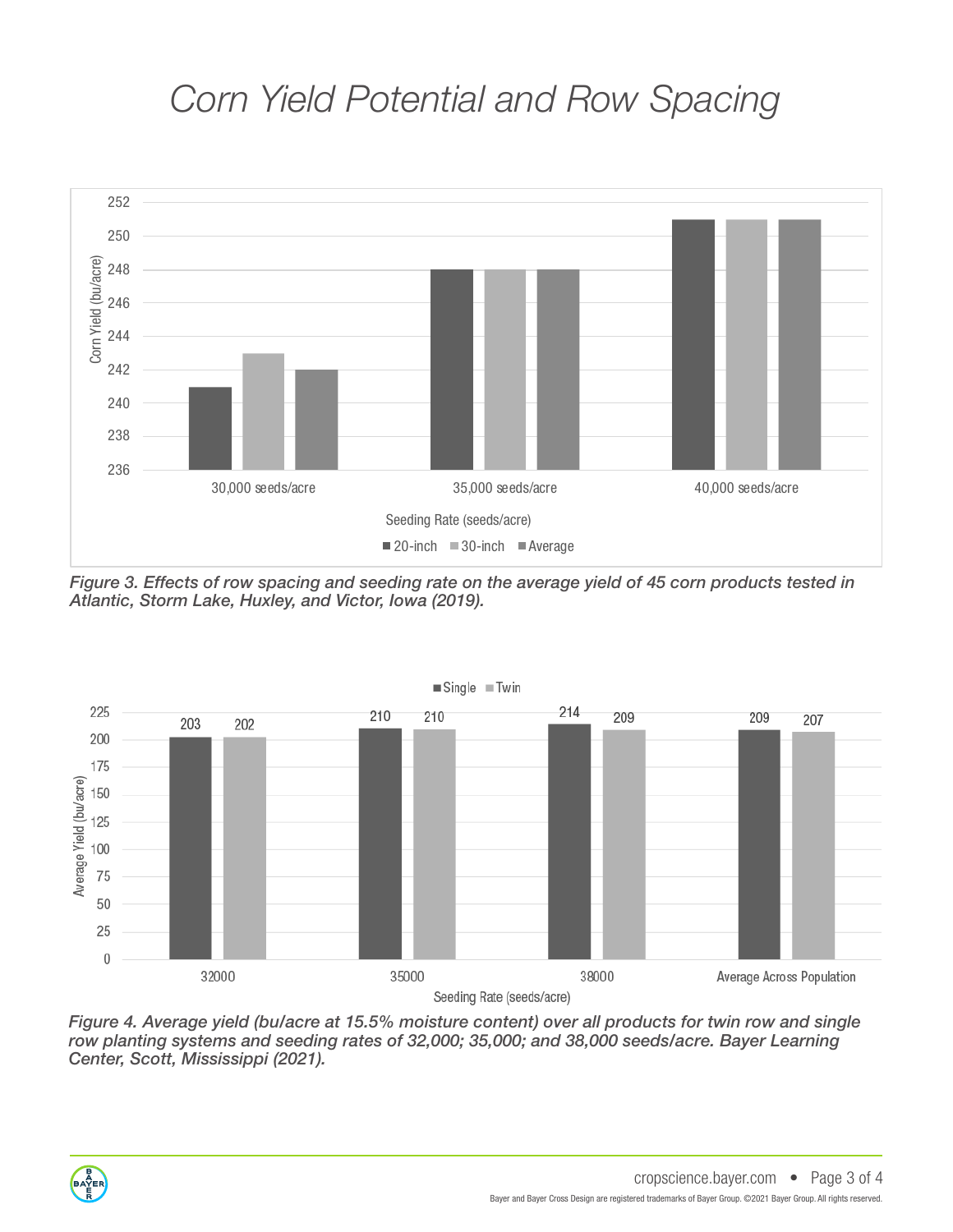# Corn Yield Potential and Row Spacing

*Figure 3. Effects of row spacing and seeding rate on the average yield of 45 corn products tested in Atlantic, Storm Lake, Huxley, and Victor, Iowa (2019).*

*Figure 4. Average yield (bu/acre at 15.5% moisture content) over all products for twin row and single row planting systems and seeding rates of 32,000; 35,000; and 38,000 seeds/acre. Bayer Learning Center, Scott, Mississippi (2021).*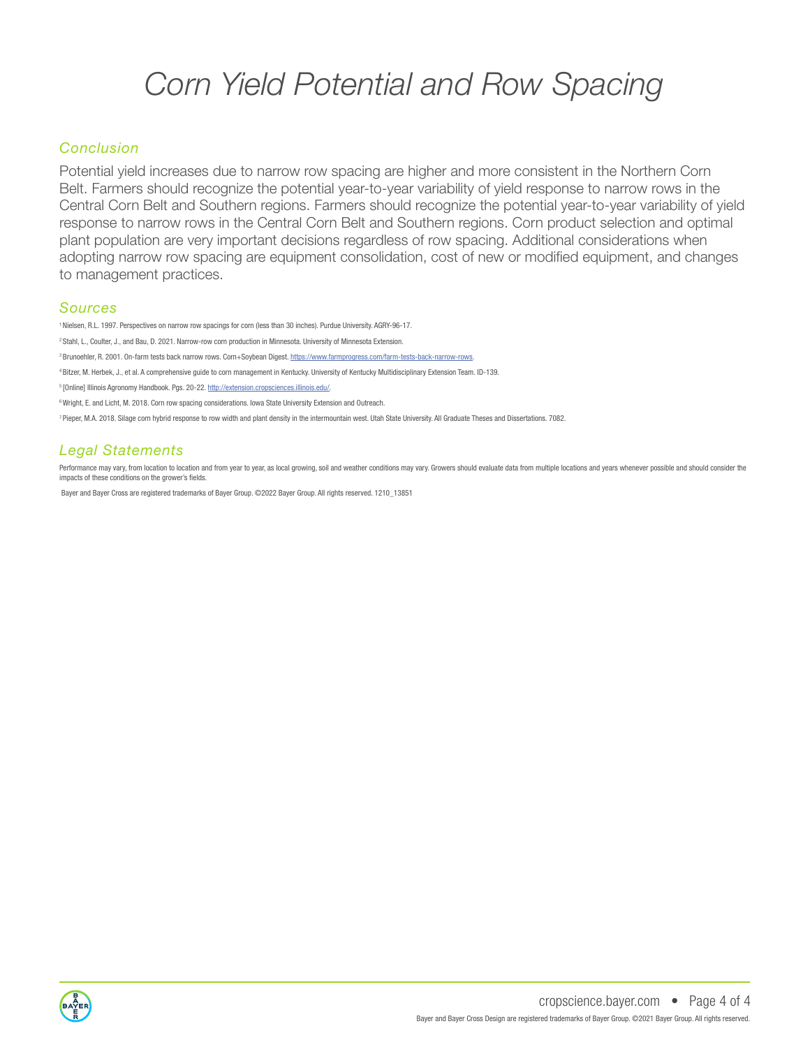# Corn Yield Potential and Row Spacing

## Conclusion

Potential yield increases due to narrow row spacing are higher and more consistent in the Northern Corn Belt. Farmers should recognize the potential year-to-year variability of yield response to narrow rows in the Central Corn Belt and Southern regions. Farmers should recognize the potential year-to-year variability of yield response to narrow rows in the Central Corn Belt and Southern regions. Corn product selection and optimal plant population are very important decisions regardless of row spacing. Additional considerations when adopting narrow row spacing are equipment consolidation, cost of new or modified equipment, and changes to management practices.

## Sources

[1] Nielsen, R.L. 1997. Perspectives on narrow row spacings for corn (less than 30 inches). Purdue University. AGRY-96-17.

[2] Stahl, L., Coulter, J., and Bau, D. 2021. Narrow-row corn production in Minnesota. University of Minnesota Extension.

[3] Brunoehler, R. 2001. On-farm tests back narrow rows. Corn+Soybean Digest. https://www.farmprogress.com/farm-tests-back-narrow-rows.

[4] Bitzer, M. Herbek, J., et al. A comprehensive guide to corn management in Kentucky. University of Kentucky Multidisciplinary Extension Team. ID-139.

[5] [Online] Illinois Agronomy Handbook. Pgs. 20-22. http://extension.cropsciences.illinois.edu/.

[6] Wright, E. and Licht, M. 2018. Corn row spacing considerations. Iowa State University Extension and Outreach.

[7] Pieper, M.A. 2018. Silage corn hybrid response to row width and plant density in the intermountain west. Utah State University. All Graduate Theses and Dissertations. 7082.

## Legal Statements

Performance may vary, from location to location and from year to year, as local growing, soil and weather conditions may vary. Growers should evaluate data from multiple locations and years whenever possible and should consider the impacts of these conditions on the grower's fields.

Bayer and Bayer Cross are registered trademarks of Bayer Group. ©2022 Bayer Group. All rights reserved. 1210_13851